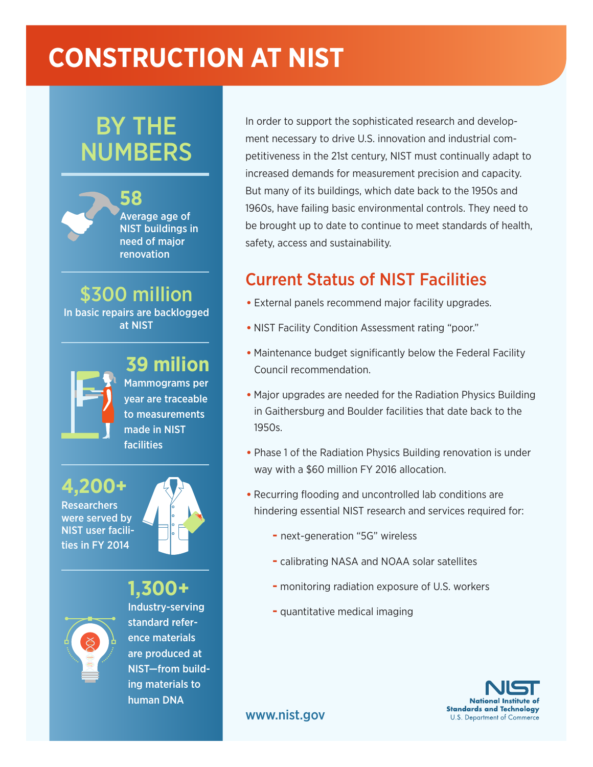# CONSTRUCTION AT NIST

## BY THE NUMBERS

**58**
Average age of NIST buildings in need of major renovation

**$300 million**
In basic repairs are backlogged at NIST

**39 milion**
Mammograms per year are traceable to measurements made in NIST facilities

**4,200+**
Researchers were served by NIST user facilities in FY 2014

**1,300+**
Industry-serving standard reference materials are produced at NIST—from building materials to human DNA

In order to support the sophisticated research and development necessary to drive U.S. innovation and industrial competitiveness in the 21st century, NIST must continually adapt to increased demands for measurement precision and capacity. But many of its buildings, which date back to the 1950s and 1960s, have failing basic environmental controls. They need to be brought up to date to continue to meet standards of health, safety, access and sustainability.

## Current Status of NIST Facilities

- External panels recommend major facility upgrades.
- NIST Facility Condition Assessment rating "poor."
- Maintenance budget significantly below the Federal Facility Council recommendation.
- Major upgrades are needed for the Radiation Physics Building in Gaithersburg and Boulder facilities that date back to the 1950s.
- Phase 1 of the Radiation Physics Building renovation is under way with a $60 million FY 2016 allocation.
- Recurring flooding and uncontrolled lab conditions are hindering essential NIST research and services required for:
  - next-generation "5G" wireless
  - calibrating NASA and NOAA solar satellites
  - monitoring radiation exposure of U.S. workers
  - quantitative medical imaging

www.nist.gov

NIST
National Institute of Standards and Technology
U.S. Department of Commerce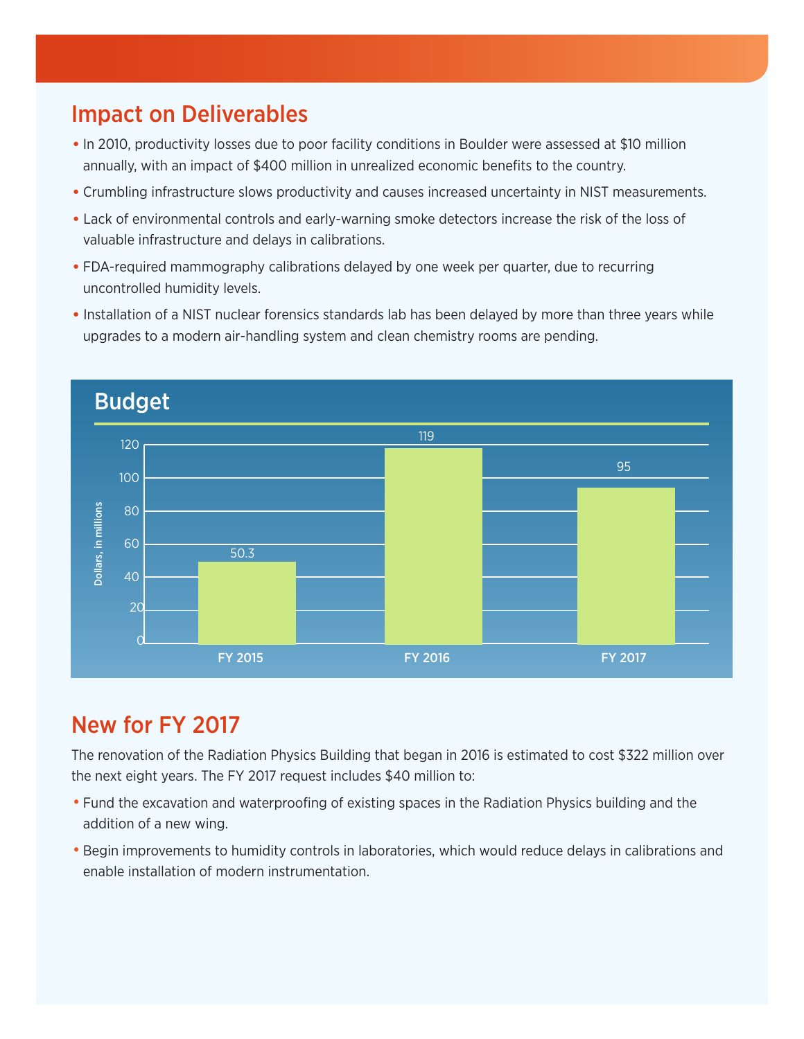## Impact on Deliverables

- In 2010, productivity losses due to poor facility conditions in Boulder were assessed at $10 million annually, with an impact of $400 million in unrealized economic benefits to the country.
- Crumbling infrastructure slows productivity and causes increased uncertainty in NIST measurements.
- Lack of environmental controls and early-warning smoke detectors increase the risk of the loss of valuable infrastructure and delays in calibrations.
- FDA-required mammography calibrations delayed by one week per quarter, due to recurring uncontrolled humidity levels.
- Installation of a NIST nuclear forensics standards lab has been delayed by more than three years while upgrades to a modern air-handling system and clean chemistry rooms are pending.

## Budget

Dollars, in millions

120
100
80
60
40
20
0

50.3
119
95

FY 2015
FY 2016
FY 2017

## New for FY 2017

The renovation of the Radiation Physics Building that began in 2016 is estimated to cost $322 million over the next eight years. The FY 2017 request includes $40 million to:

- Fund the excavation and waterproofing of existing spaces in the Radiation Physics building and the addition of a new wing.
- Begin improvements to humidity controls in laboratories, which would reduce delays in calibrations and enable installation of modern instrumentation.